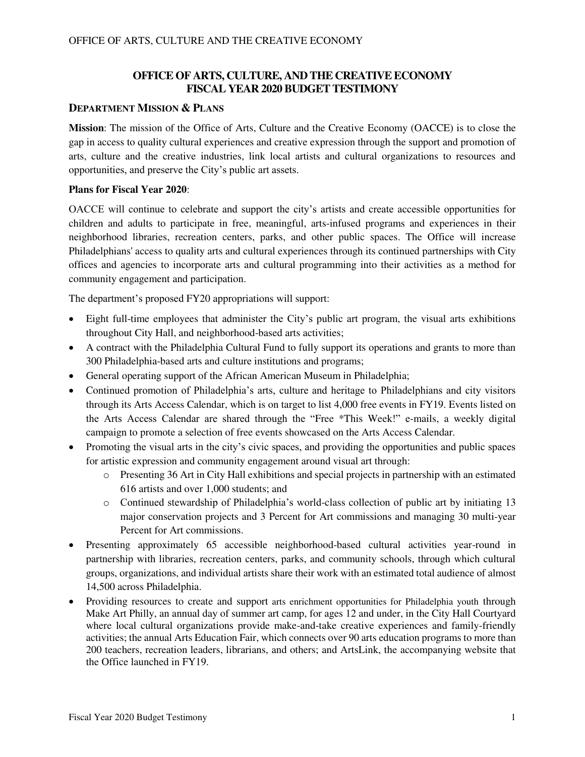# OFFICE OF ARTS, CULTURE, AND THE CREATIVE ECONOMY
# FISCAL YEAR 2020 BUDGET TESTIMONY

## DEPARTMENT MISSION & PLANS

**Mission**: The mission of the Office of Arts, Culture and the Creative Economy (OACCE) is to close the gap in access to quality cultural experiences and creative expression through the support and promotion of arts, culture and the creative industries, link local artists and cultural organizations to resources and opportunities, and preserve the City's public art assets.

**Plans for Fiscal Year 2020**:

OACCE will continue to celebrate and support the city's artists and create accessible opportunities for children and adults to participate in free, meaningful, arts-infused programs and experiences in their neighborhood libraries, recreation centers, parks, and other public spaces. The Office will increase Philadelphians' access to quality arts and cultural experiences through its continued partnerships with City offices and agencies to incorporate arts and cultural programming into their activities as a method for community engagement and participation.

The department's proposed FY20 appropriations will support:

- Eight full-time employees that administer the City's public art program, the visual arts exhibitions throughout City Hall, and neighborhood-based arts activities;
- A contract with the Philadelphia Cultural Fund to fully support its operations and grants to more than 300 Philadelphia-based arts and culture institutions and programs;
- General operating support of the African American Museum in Philadelphia;
- Continued promotion of Philadelphia's arts, culture and heritage to Philadelphians and city visitors through its Arts Access Calendar, which is on target to list 4,000 free events in FY19. Events listed on the Arts Access Calendar are shared through the "Free *This Week!" e-mails, a weekly digital campaign to promote a selection of free events showcased on the Arts Access Calendar.
- Promoting the visual arts in the city's civic spaces, and providing the opportunities and public spaces for artistic expression and community engagement around visual art through:
  - Presenting 36 Art in City Hall exhibitions and special projects in partnership with an estimated 616 artists and over 1,000 students; and
  - Continued stewardship of Philadelphia's world-class collection of public art by initiating 13 major conservation projects and 3 Percent for Art commissions and managing 30 multi-year Percent for Art commissions.
- Presenting approximately 65 accessible neighborhood-based cultural activities year-round in partnership with libraries, recreation centers, parks, and community schools, through which cultural groups, organizations, and individual artists share their work with an estimated total audience of almost 14,500 across Philadelphia.
- Providing resources to create and support arts enrichment opportunities for Philadelphia youth through Make Art Philly, an annual day of summer art camp, for ages 12 and under, in the City Hall Courtyard where local cultural organizations provide make-and-take creative experiences and family-friendly activities; the annual Arts Education Fair, which connects over 90 arts education programs to more than 200 teachers, recreation leaders, librarians, and others; and ArtsLink, the accompanying website that the Office launched in FY19.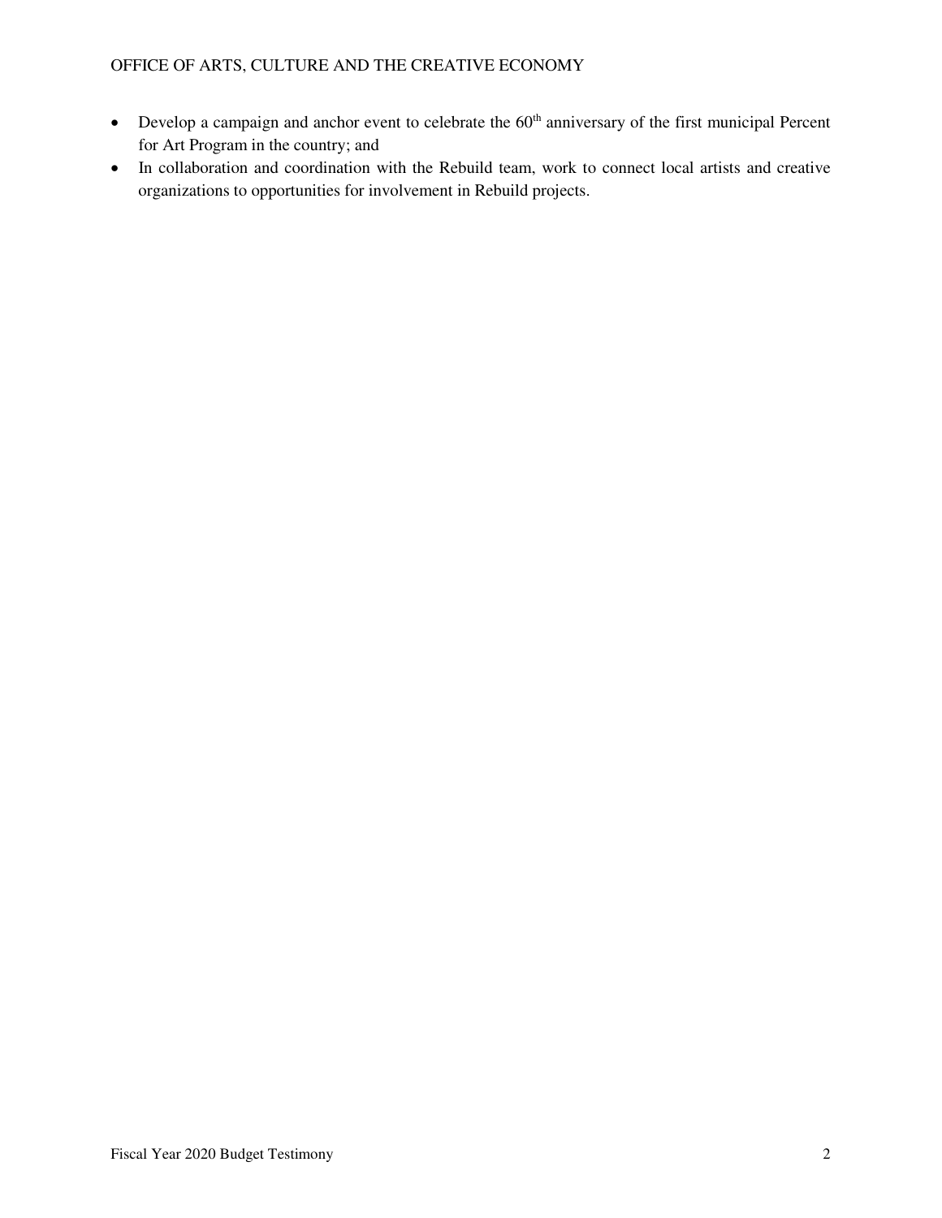- Develop a campaign and anchor event to celebrate the 60th anniversary of the first municipal Percent for Art Program in the country; and
- In collaboration and coordination with the Rebuild team, work to connect local artists and creative organizations to opportunities for involvement in Rebuild projects.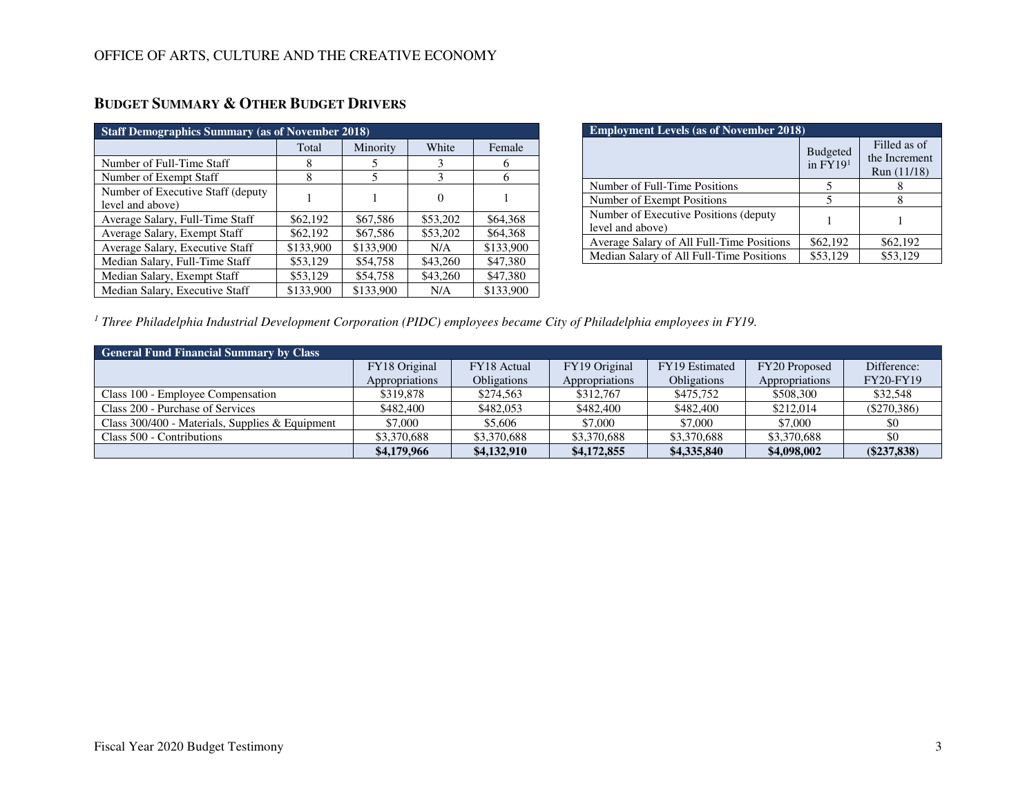OFFICE OF ARTS, CULTURE AND THE CREATIVE ECONOMY

## BUDGET SUMMARY & OTHER BUDGET DRIVERS

| Staff Demographics Summary (as of November 2018) | | | | |
|---|---|---|---|---|
| | Total | Minority | White | Female |
| Number of Full-Time Staff | 8 | 5 | 3 | 6 |
| Number of Exempt Staff | 8 | 5 | 3 | 6 |
| Number of Executive Staff (deputy level and above) | 1 | 1 | 0 | 1 |
| Average Salary, Full-Time Staff | $62,192 | $67,586 | $53,202 | $64,368 |
| Average Salary, Exempt Staff | $62,192 | $67,586 | $53,202 | $64,368 |
| Average Salary, Executive Staff | $133,900 | $133,900 | N/A | $133,900 |
| Median Salary, Full-Time Staff | $53,129 | $54,758 | $43,260 | $47,380 |
| Median Salary, Exempt Staff | $53,129 | $54,758 | $43,260 | $47,380 |
| Median Salary, Executive Staff | $133,900 | $133,900 | N/A | $133,900 |

| Employment Levels (as of November 2018) | | |
|---|---|---|
| | Budgeted in FY19[1] | Filled as of the Increment Run (11/18) |
| Number of Full-Time Positions | 5 | 8 |
| Number of Exempt Positions | 5 | 8 |
| Number of Executive Positions (deputy level and above) | 1 | 1 |
| Average Salary of All Full-Time Positions | $62,192 | $62,192 |
| Median Salary of All Full-Time Positions | $53,129 | $53,129 |

*[1] Three Philadelphia Industrial Development Corporation (PIDC) employees became City of Philadelphia employees in FY19.*

| General Fund Financial Summary by Class | | | | | | |
|---|---|---|---|---|---|---|
| | FY18 Original Appropriations | FY18 Actual Obligations | FY19 Original Appropriations | FY19 Estimated Obligations | FY20 Proposed Appropriations | Difference: FY20-FY19 |
| Class 100 - Employee Compensation | $319,878 | $274,563 | $312,767 | $475,752 | $508,300 | $32,548 |
| Class 200 - Purchase of Services | $482,400 | $482,053 | $482,400 | $482,400 | $212,014 | ($270,386) |
| Class 300/400 - Materials, Supplies & Equipment | $7,000 | $5,606 | $7,000 | $7,000 | $7,000 | $0 |
| Class 500 - Contributions | $3,370,688 | $3,370,688 | $3,370,688 | $3,370,688 | $3,370,688 | $0 |
| | **$4,179,966** | **$4,132,910** | **$4,172,855** | **$4,335,840** | **$4,098,002** | **($237,838)** |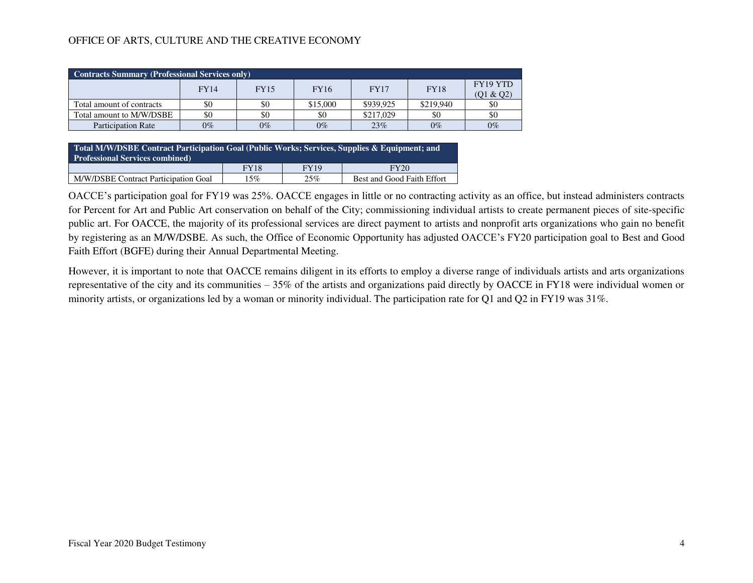# OFFICE OF ARTS, CULTURE AND THE CREATIVE ECONOMY

| Contracts Summary (Professional Services only) | | | | | | |
|---|---|---|---|---|---|---|
| | FY14 | FY15 | FY16 | FY17 | FY18 | FY19 YTD (Q1 & Q2) |
| Total amount of contracts | $0 | $0 | $15,000 | $939,925 | $219,940 | $0 |
| Total amount to M/W/DSBE | $0 | $0 | $0 | $217,029 | $0 | $0 |
| Participation Rate | 0% | 0% | 0% | 23% | 0% | 0% |

| Total M/W/DSBE Contract Participation Goal (Public Works; Services, Supplies & Equipment; and Professional Services combined) | | | |
|---|---|---|---|
| | FY18 | FY19 | FY20 |
| M/W/DSBE Contract Participation Goal | 15% | 25% | Best and Good Faith Effort |

OACCE's participation goal for FY19 was 25%. OACCE engages in little or no contracting activity as an office, but instead administers contracts for Percent for Art and Public Art conservation on behalf of the City; commissioning individual artists to create permanent pieces of site-specific public art. For OACCE, the majority of its professional services are direct payment to artists and nonprofit arts organizations who gain no benefit by registering as an M/W/DSBE. As such, the Office of Economic Opportunity has adjusted OACCE's FY20 participation goal to Best and Good Faith Effort (BGFE) during their Annual Departmental Meeting.

However, it is important to note that OACCE remains diligent in its efforts to employ a diverse range of individuals artists and arts organizations representative of the city and its communities – 35% of the artists and organizations paid directly by OACCE in FY18 were individual women or minority artists, or organizations led by a woman or minority individual. The participation rate for Q1 and Q2 in FY19 was 31%.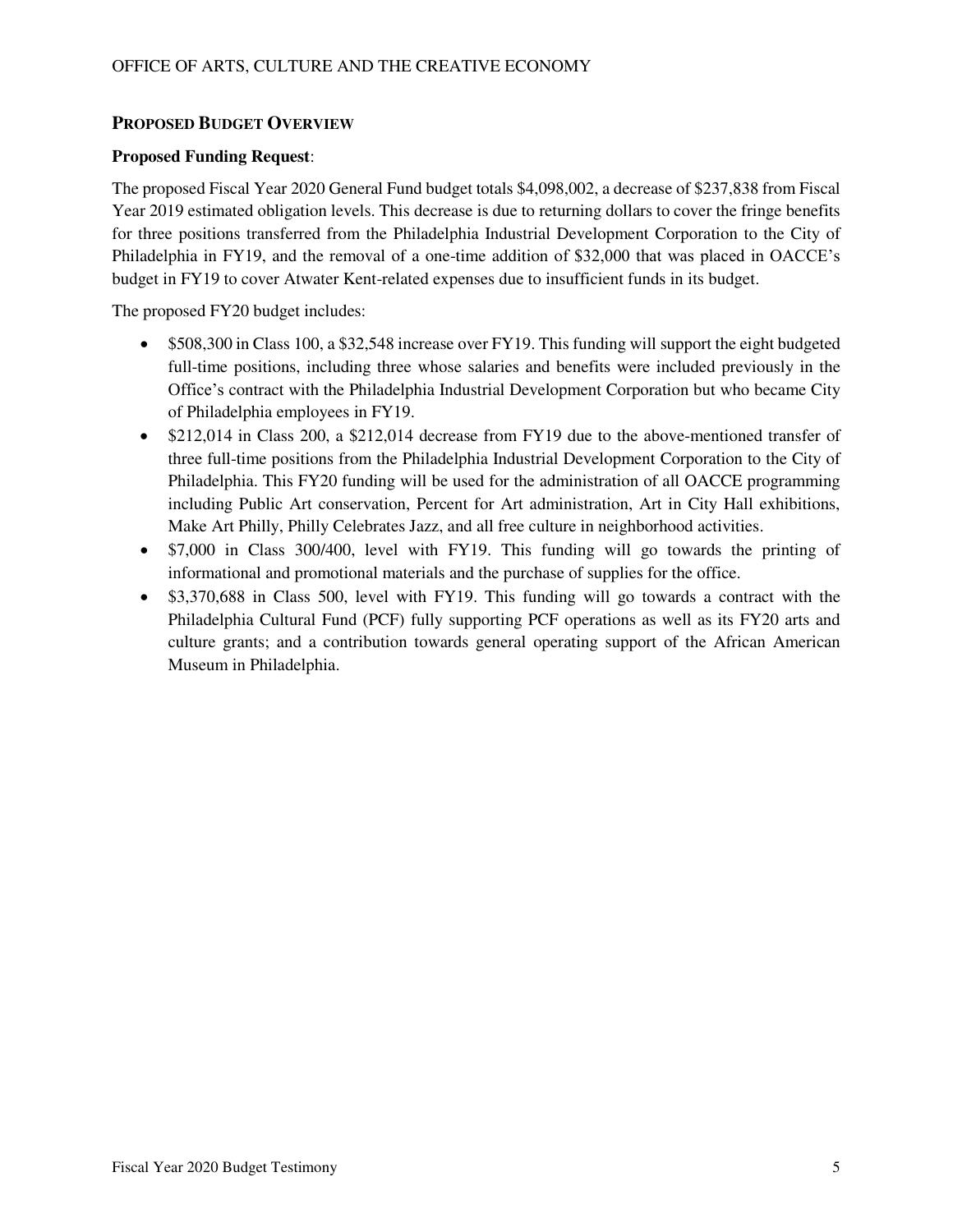## Proposed Budget Overview

**Proposed Funding Request**:

The proposed Fiscal Year 2020 General Fund budget totals $4,098,002, a decrease of $237,838 from Fiscal Year 2019 estimated obligation levels. This decrease is due to returning dollars to cover the fringe benefits for three positions transferred from the Philadelphia Industrial Development Corporation to the City of Philadelphia in FY19, and the removal of a one-time addition of $32,000 that was placed in OACCE's budget in FY19 to cover Atwater Kent-related expenses due to insufficient funds in its budget.

The proposed FY20 budget includes:

- $508,300 in Class 100, a $32,548 increase over FY19. This funding will support the eight budgeted full-time positions, including three whose salaries and benefits were included previously in the Office's contract with the Philadelphia Industrial Development Corporation but who became City of Philadelphia employees in FY19.
- $212,014 in Class 200, a $212,014 decrease from FY19 due to the above-mentioned transfer of three full-time positions from the Philadelphia Industrial Development Corporation to the City of Philadelphia. This FY20 funding will be used for the administration of all OACCE programming including Public Art conservation, Percent for Art administration, Art in City Hall exhibitions, Make Art Philly, Philly Celebrates Jazz, and all free culture in neighborhood activities.
- $7,000 in Class 300/400, level with FY19. This funding will go towards the printing of informational and promotional materials and the purchase of supplies for the office.
- $3,370,688 in Class 500, level with FY19. This funding will go towards a contract with the Philadelphia Cultural Fund (PCF) fully supporting PCF operations as well as its FY20 arts and culture grants; and a contribution towards general operating support of the African American Museum in Philadelphia.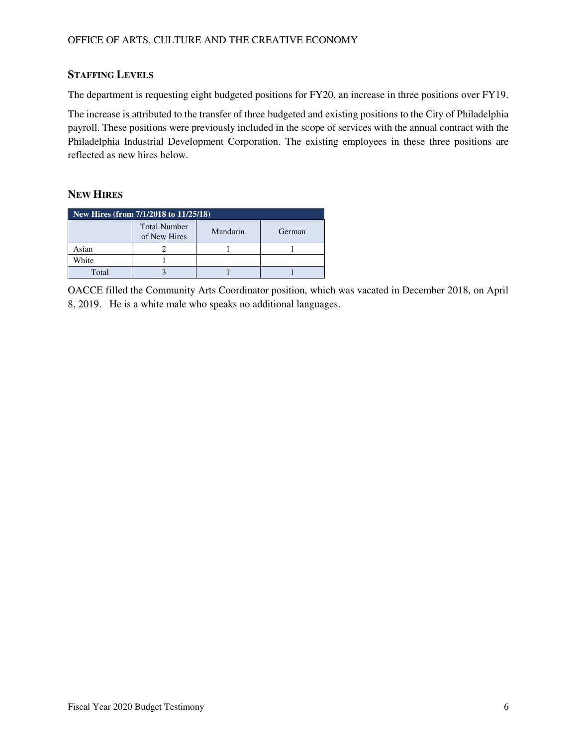## Staffing Levels

The department is requesting eight budgeted positions for FY20, an increase in three positions over FY19.

The increase is attributed to the transfer of three budgeted and existing positions to the City of Philadelphia payroll. These positions were previously included in the scope of services with the annual contract with the Philadelphia Industrial Development Corporation. The existing employees in these three positions are reflected as new hires below.

## New Hires

| New Hires (from 7/1/2018 to 11/25/18) | | | |
|---|---|---|---|
| | Total Number of New Hires | Mandarin | German |
| Asian | 2 | 1 | 1 |
| White | 1 | | |
| Total | 3 | 1 | 1 |

OACCE filled the Community Arts Coordinator position, which was vacated in December 2018, on April 8, 2019. He is a white male who speaks no additional languages.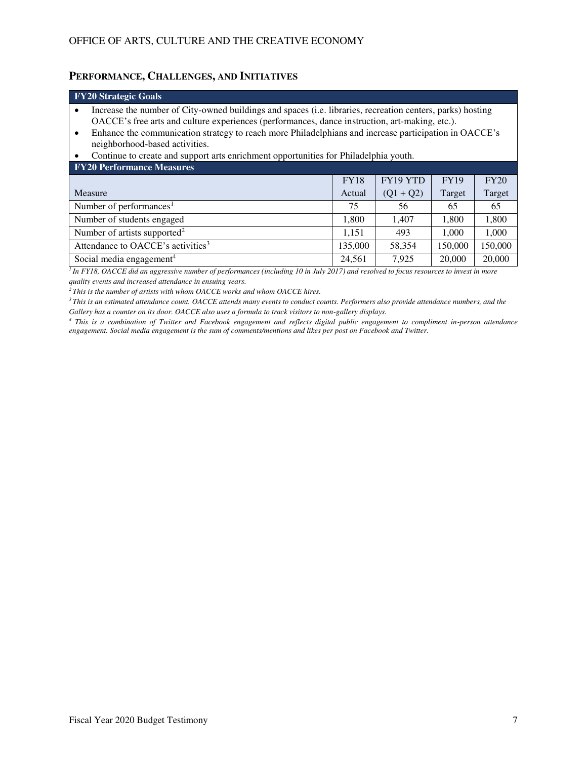## PERFORMANCE, CHALLENGES, AND INITIATIVES

**FY20 Strategic Goals**

- Increase the number of City-owned buildings and spaces (i.e. libraries, recreation centers, parks) hosting OACCE's free arts and culture experiences (performances, dance instruction, art-making, etc.).
- Enhance the communication strategy to reach more Philadelphians and increase participation in OACCE's neighborhood-based activities.
- Continue to create and support arts enrichment opportunities for Philadelphia youth.

**FY20 Performance Measures**

| Measure | FY18 Actual | FY19 YTD (Q1 + Q2) | FY19 Target | FY20 Target |
|---|---|---|---|---|
| Number of performances[1] | 75 | 56 | 65 | 65 |
| Number of students engaged | 1,800 | 1,407 | 1,800 | 1,800 |
| Number of artists supported[2] | 1,151 | 493 | 1,000 | 1,000 |
| Attendance to OACCE's activities[3] | 135,000 | 58,354 | 150,000 | 150,000 |
| Social media engagement[4] | 24,561 | 7,925 | 20,000 | 20,000 |

*[1] In FY18, OACCE did an aggressive number of performances (including 10 in July 2017) and resolved to focus resources to invest in more quality events and increased attendance in ensuing years.*

*[2] This is the number of artists with whom OACCE works and whom OACCE hires.*

*[3] This is an estimated attendance count. OACCE attends many events to conduct counts. Performers also provide attendance numbers, and the Gallery has a counter on its door. OACCE also uses a formula to track visitors to non-gallery displays.*

*[4] This is a combination of Twitter and Facebook engagement and reflects digital public engagement to compliment in-person attendance engagement. Social media engagement is the sum of comments/mentions and likes per post on Facebook and Twitter.*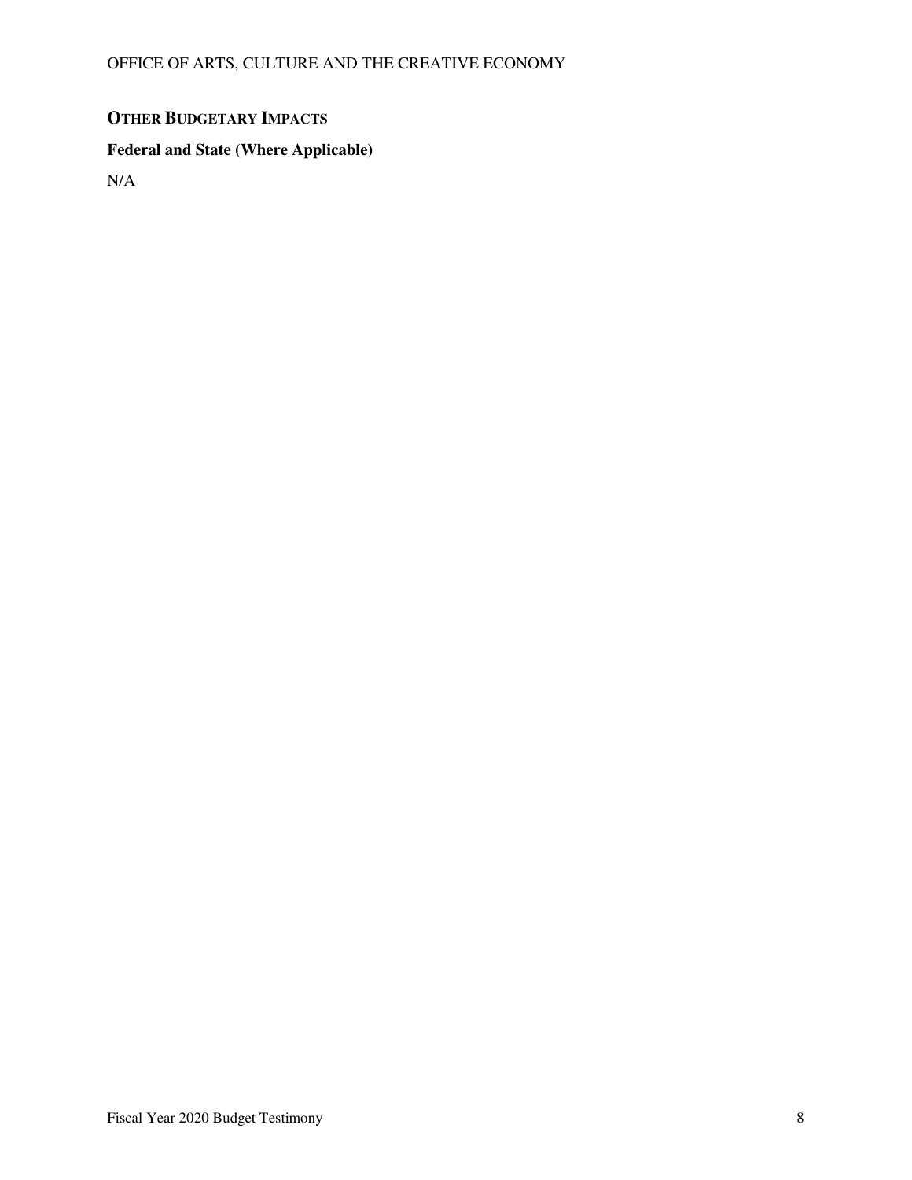## OTHER BUDGETARY IMPACTS

### Federal and State (Where Applicable)

N/A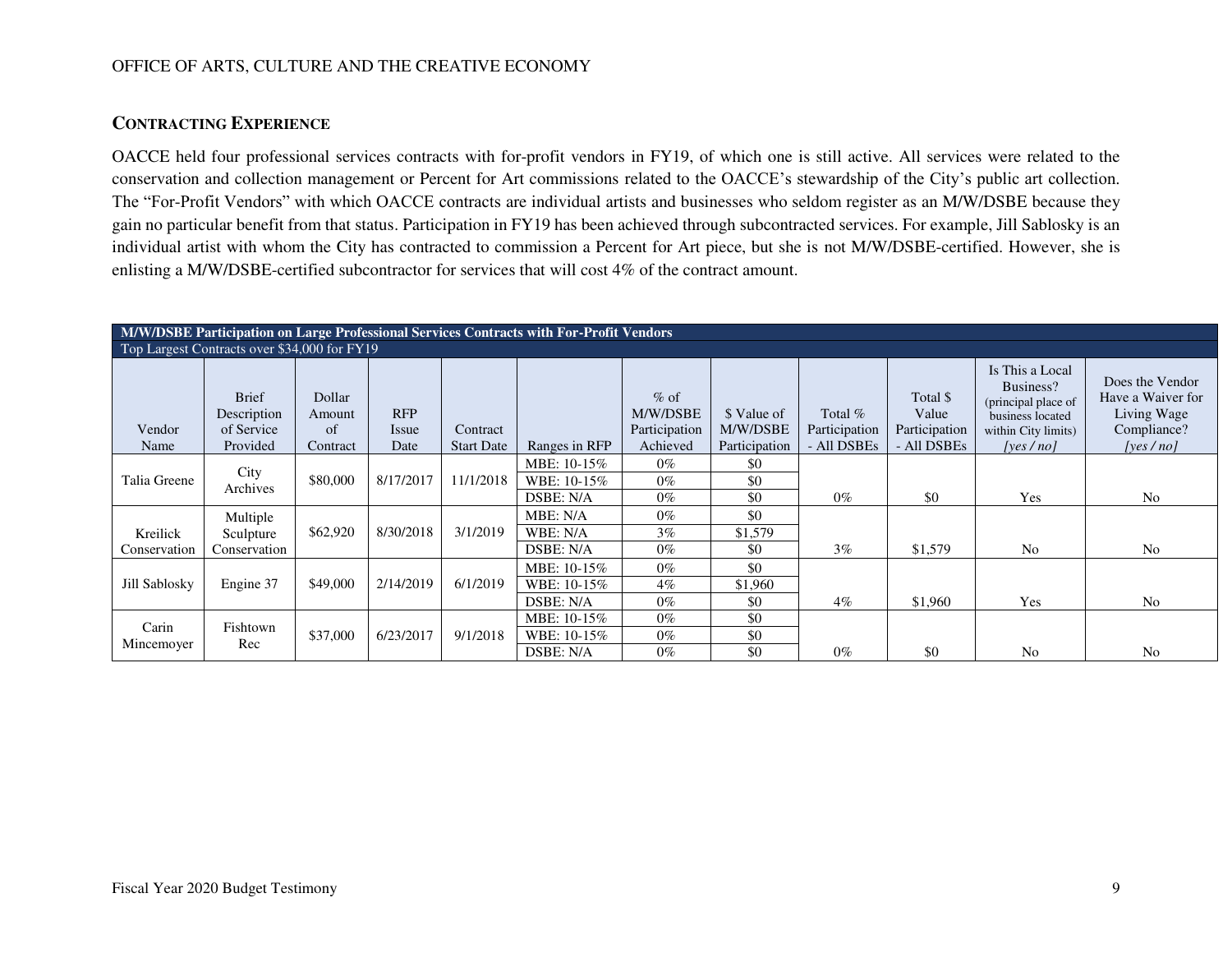OFFICE OF ARTS, CULTURE AND THE CREATIVE ECONOMY

## CONTRACTING EXPERIENCE

OACCE held four professional services contracts with for-profit vendors in FY19, of which one is still active. All services were related to the conservation and collection management or Percent for Art commissions related to the OACCE's stewardship of the City's public art collection. The "For-Profit Vendors" with which OACCE contracts are individual artists and businesses who seldom register as an M/W/DSBE because they gain no particular benefit from that status. Participation in FY19 has been achieved through subcontracted services. For example, Jill Sablosky is an individual artist with whom the City has contracted to commission a Percent for Art piece, but she is not M/W/DSBE-certified. However, she is enlisting a M/W/DSBE-certified subcontractor for services that will cost 4% of the contract amount.

| **M/W/DSBE Participation on Large Professional Services Contracts with For-Profit Vendors** | | | | | | | | | | | |
|---|---|---|---|---|---|---|---|---|---|---|---|
| Top Largest Contracts over $34,000 for FY19 | | | | | | | | | | | |
| Vendor Name | Brief Description of Service Provided | Dollar Amount of Contract | RFP Issue Date | Contract Start Date | Ranges in RFP | % of M/W/DSBE Participation Achieved | $ Value of M/W/DSBE Participation | Total % Participation - All DSBEs | Total $ Value Participation - All DSBEs | Is This a Local Business? (principal place of business located within City limits) *[yes / no]* | Does the Vendor Have a Waiver for Living Wage Compliance? *[yes / no]* |
| Talia Greene | City Archives | $80,000 | 8/17/2017 | 11/1/2018 | MBE: 10-15% | 0% | $0 | 0% | $0 | Yes | No |
| | | | | | WBE: 10-15% | 0% | $0 | | | | |
| | | | | | DSBE: N/A | 0% | $0 | | | | |
| Kreilick Conservation | Multiple Sculpture Conservation | $62,920 | 8/30/2018 | 3/1/2019 | MBE: N/A | 0% | $0 | 3% | $1,579 | No | No |
| | | | | | WBE: N/A | 3% | $1,579 | | | | |
| | | | | | DSBE: N/A | 0% | $0 | | | | |
| Jill Sablosky | Engine 37 | $49,000 | 2/14/2019 | 6/1/2019 | MBE: 10-15% | 0% | $0 | 4% | $1,960 | Yes | No |
| | | | | | WBE: 10-15% | 4% | $1,960 | | | | |
| | | | | | DSBE: N/A | 0% | $0 | | | | |
| Carin Mincemoyer | Fishtown Rec | $37,000 | 6/23/2017 | 9/1/2018 | MBE: 10-15% | 0% | $0 | 0% | $0 | No | No |
| | | | | | WBE: 10-15% | 0% | $0 | | | | |
| | | | | | DSBE: N/A | 0% | $0 | | | | |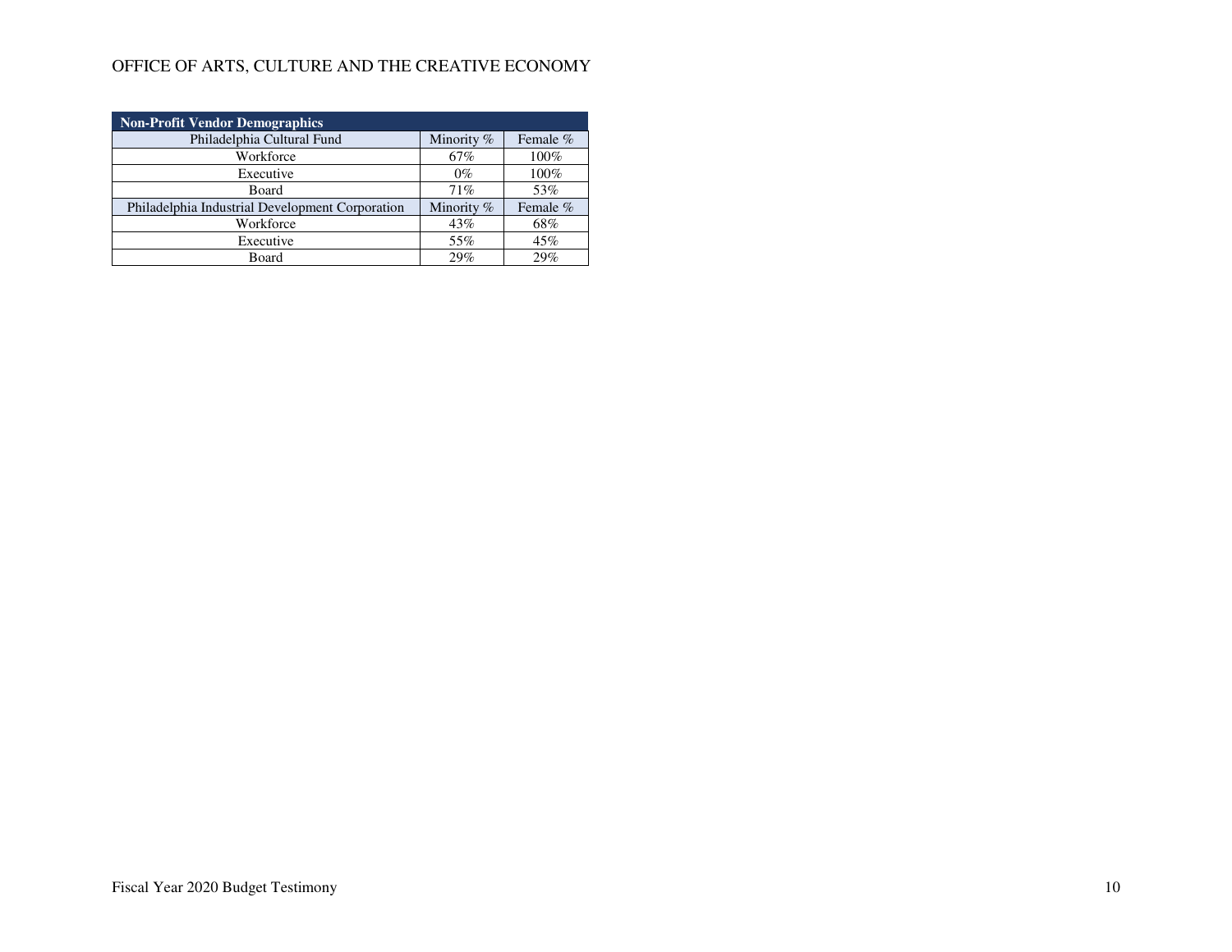OFFICE OF ARTS, CULTURE AND THE CREATIVE ECONOMY

| Non-Profit Vendor Demographics | | |
|---|---|---|
| Philadelphia Cultural Fund | Minority % | Female % |
| Workforce | 67% | 100% |
| Executive | 0% | 100% |
| Board | 71% | 53% |
| Philadelphia Industrial Development Corporation | Minority % | Female % |
| Workforce | 43% | 68% |
| Executive | 55% | 45% |
| Board | 29% | 29% |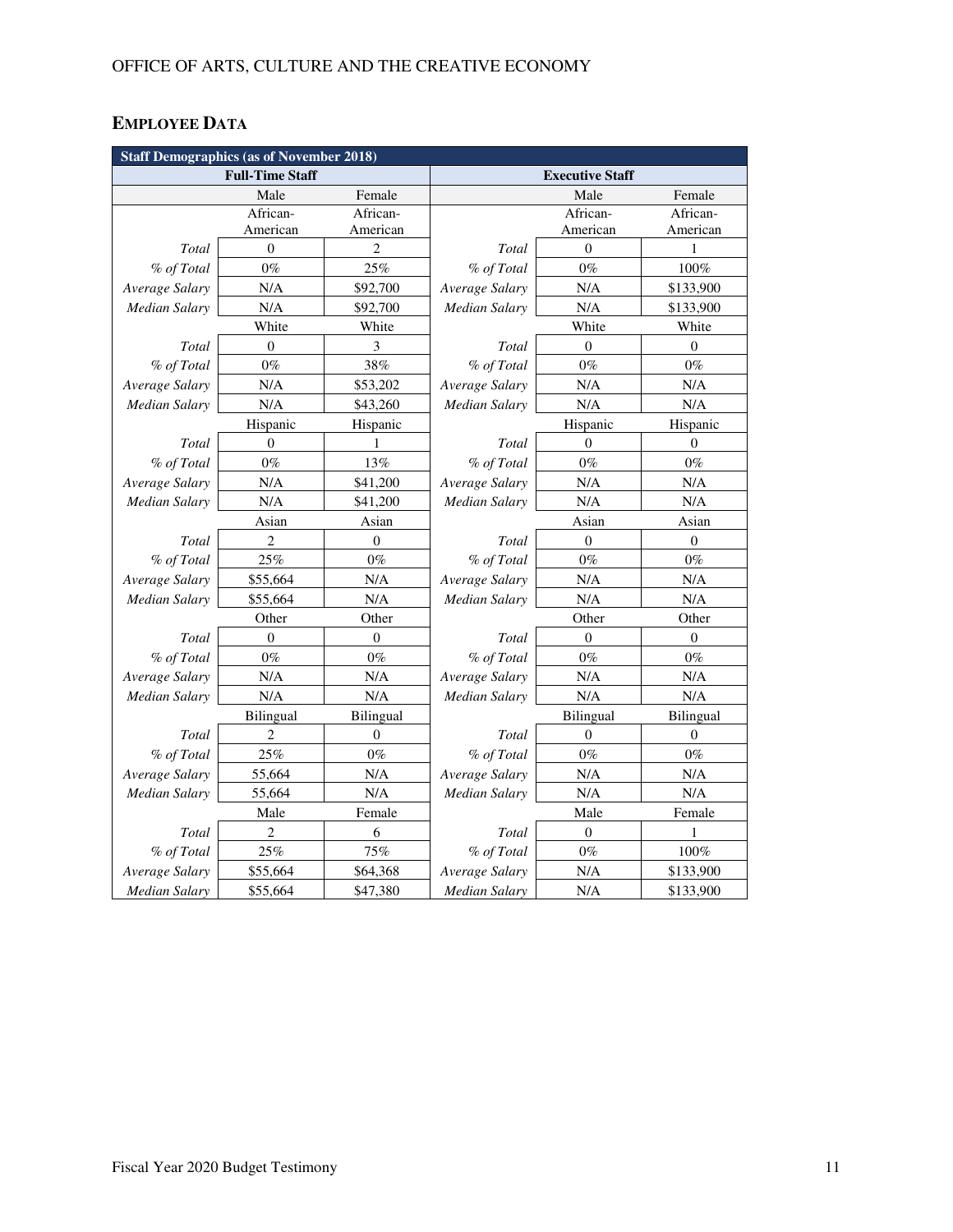## EMPLOYEE DATA

| Staff Demographics (as of November 2018) | | | | | |
|---|---|---|---|---|---|
| Full-Time Staff | | | Executive Staff | | |
| | Male | Female | | Male | Female |
| | African-American | African-American | | African-American | African-American |
| *Total* | 0 | 2 | *Total* | 0 | 1 |
| *% of Total* | 0% | 25% | *% of Total* | 0% | 100% |
| *Average Salary* | N/A | $92,700 | *Average Salary* | N/A | $133,900 |
| *Median Salary* | N/A | $92,700 | *Median Salary* | N/A | $133,900 |
| | White | White | | White | White |
| *Total* | 0 | 3 | *Total* | 0 | 0 |
| *% of Total* | 0% | 38% | *% of Total* | 0% | 0% |
| *Average Salary* | N/A | $53,202 | *Average Salary* | N/A | N/A |
| *Median Salary* | N/A | $43,260 | *Median Salary* | N/A | N/A |
| | Hispanic | Hispanic | | Hispanic | Hispanic |
| *Total* | 0 | 1 | *Total* | 0 | 0 |
| *% of Total* | 0% | 13% | *% of Total* | 0% | 0% |
| *Average Salary* | N/A | $41,200 | *Average Salary* | N/A | N/A |
| *Median Salary* | N/A | $41,200 | *Median Salary* | N/A | N/A |
| | Asian | Asian | | Asian | Asian |
| *Total* | 2 | 0 | *Total* | 0 | 0 |
| *% of Total* | 25% | 0% | *% of Total* | 0% | 0% |
| *Average Salary* | $55,664 | N/A | *Average Salary* | N/A | N/A |
| *Median Salary* | $55,664 | N/A | *Median Salary* | N/A | N/A |
| | Other | Other | | Other | Other |
| *Total* | 0 | 0 | *Total* | 0 | 0 |
| *% of Total* | 0% | 0% | *% of Total* | 0% | 0% |
| *Average Salary* | N/A | N/A | *Average Salary* | N/A | N/A |
| *Median Salary* | N/A | N/A | *Median Salary* | N/A | N/A |
| | Bilingual | Bilingual | | Bilingual | Bilingual |
| *Total* | 2 | 0 | *Total* | 0 | 0 |
| *% of Total* | 25% | 0% | *% of Total* | 0% | 0% |
| *Average Salary* | 55,664 | N/A | *Average Salary* | N/A | N/A |
| *Median Salary* | 55,664 | N/A | *Median Salary* | N/A | N/A |
| | Male | Female | | Male | Female |
| *Total* | 2 | 6 | *Total* | 0 | 1 |
| *% of Total* | 25% | 75% | *% of Total* | 0% | 100% |
| *Average Salary* | $55,664 | $64,368 | *Average Salary* | N/A | $133,900 |
| *Median Salary* | $55,664 | $47,380 | *Median Salary* | N/A | $133,900 |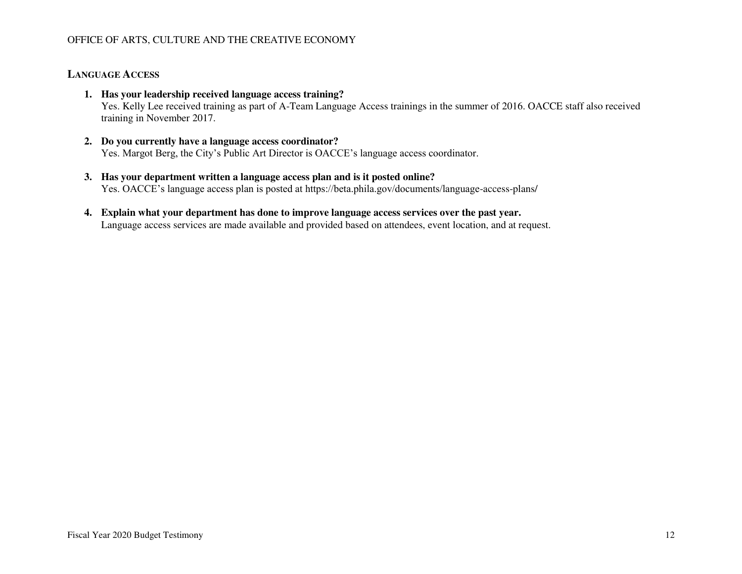## Language Access

1. **Has your leadership received language access training?**
   Yes. Kelly Lee received training as part of A-Team Language Access trainings in the summer of 2016. OACCE staff also received training in November 2017.

2. **Do you currently have a language access coordinator?**
   Yes. Margot Berg, the City's Public Art Director is OACCE's language access coordinator.

3. **Has your department written a language access plan and is it posted online?**
   Yes. OACCE's language access plan is posted at https://beta.phila.gov/documents/language-access-plans/

4. **Explain what your department has done to improve language access services over the past year.**
   Language access services are made available and provided based on attendees, event location, and at request.